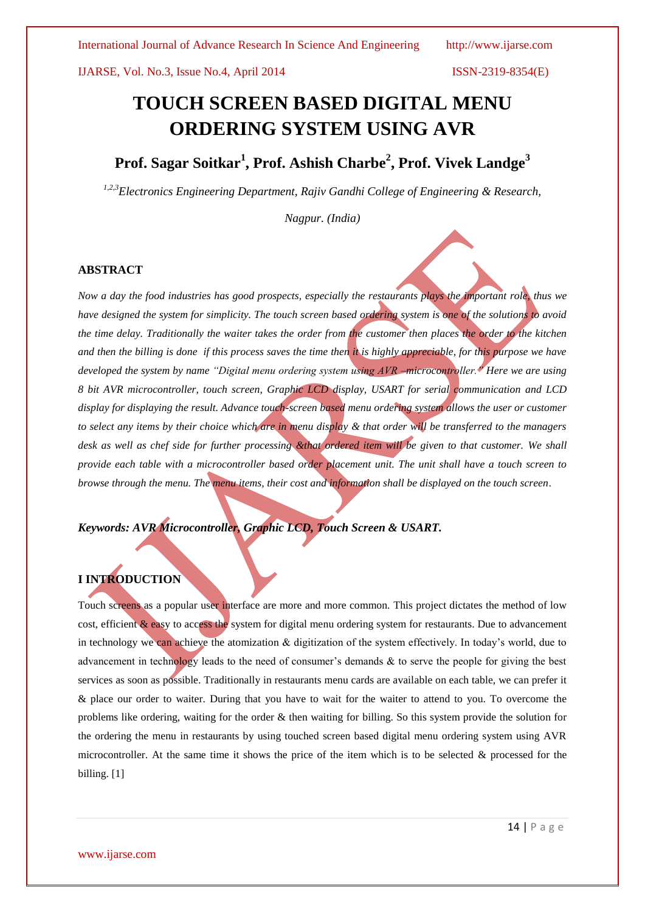# TOUCH SCREEN BASED DIGITAL MENU ORDERING SYSTEM USING AVR

**Prof. Sagar Soitkar[1], Prof. Ashish Charbe[2], Prof. Vivek Landge[3]**

*[1,2,3]Electronics Engineering Department, Rajiv Gandhi College of Engineering & Research, Nagpur. (India)*

## ABSTRACT

*Now a day the food industries has good prospects, especially the restaurants plays the important role, thus we have designed the system for simplicity. The touch screen based ordering system is one of the solutions to avoid the time delay. Traditionally the waiter takes the order from the customer then places the order to the kitchen and then the billing is done if this process saves the time then it is highly appreciable, for this purpose we have developed the system by name "Digital menu ordering system using AVR –microcontroller." Here we are using 8 bit AVR microcontroller, touch screen, Graphic LCD display, USART for serial communication and LCD display for displaying the result. Advance touch-screen based menu ordering system allows the user or customer to select any items by their choice which are in menu display & that order will be transferred to the managers desk as well as chef side for further processing &that ordered item will be given to that customer. We shall provide each table with a microcontroller based order placement unit. The unit shall have a touch screen to browse through the menu. The menu items, their cost and information shall be displayed on the touch screen.*

***Keywords: AVR Microcontroller, Graphic LCD, Touch Screen & USART.***

## I INTRODUCTION

Touch screens as a popular user interface are more and more common. This project dictates the method of low cost, efficient & easy to access the system for digital menu ordering system for restaurants. Due to advancement in technology we can achieve the atomization & digitization of the system effectively. In today's world, due to advancement in technology leads to the need of consumer's demands & to serve the people for giving the best services as soon as possible. Traditionally in restaurants menu cards are available on each table, we can prefer it & place our order to waiter. During that you have to wait for the waiter to attend to you. To overcome the problems like ordering, waiting for the order & then waiting for billing. So this system provide the solution for the ordering the menu in restaurants by using touched screen based digital menu ordering system using AVR microcontroller. At the same time it shows the price of the item which is to be selected & processed for the billing. [1]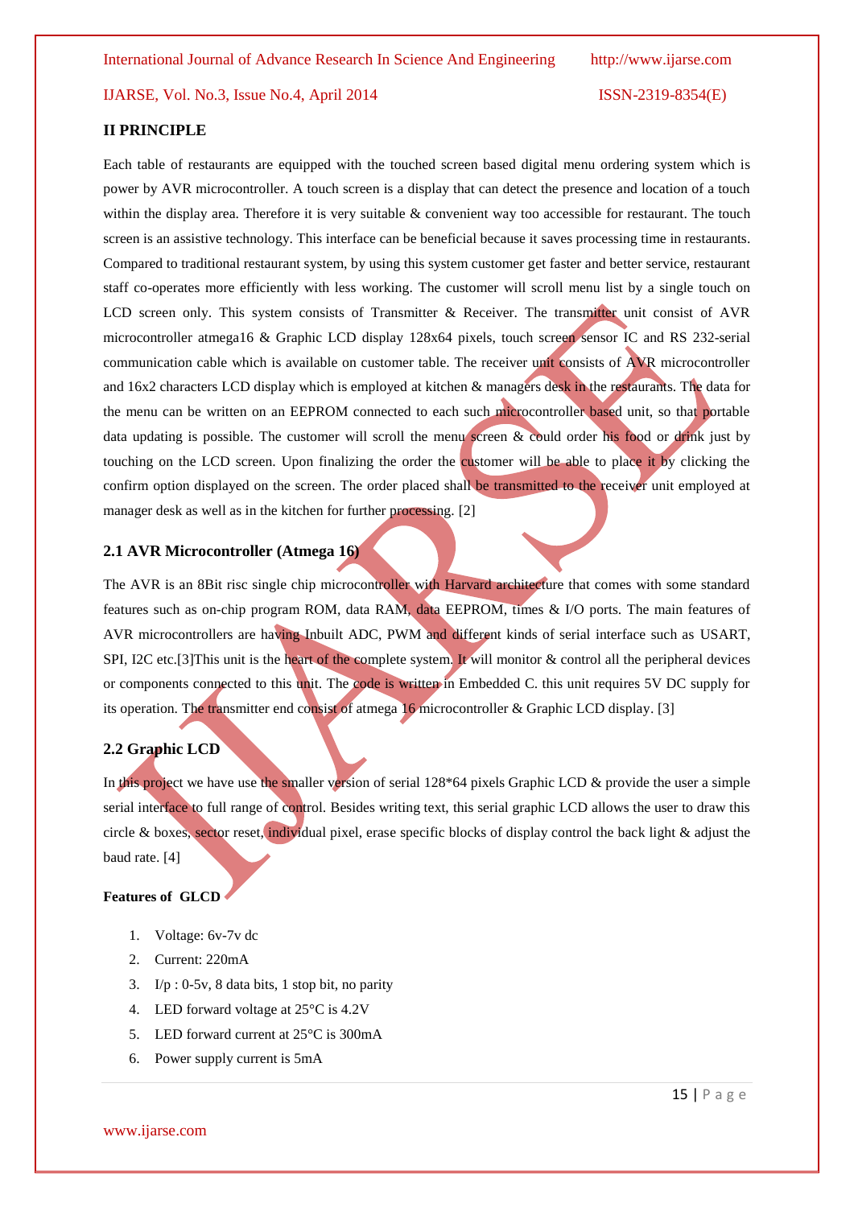## II PRINCIPLE

Each table of restaurants are equipped with the touched screen based digital menu ordering system which is power by AVR microcontroller. A touch screen is a display that can detect the presence and location of a touch within the display area. Therefore it is very suitable & convenient way too accessible for restaurant. The touch screen is an assistive technology. This interface can be beneficial because it saves processing time in restaurants. Compared to traditional restaurant system, by using this system customer get faster and better service, restaurant staff co-operates more efficiently with less working. The customer will scroll menu list by a single touch on LCD screen only. This system consists of Transmitter & Receiver. The transmitter unit consist of AVR microcontroller atmega16 & Graphic LCD display 128x64 pixels, touch screen sensor IC and RS 232-serial communication cable which is available on customer table. The receiver unit consists of AVR microcontroller and 16x2 characters LCD display which is employed at kitchen & managers desk in the restaurants. The data for the menu can be written on an EEPROM connected to each such microcontroller based unit, so that portable data updating is possible. The customer will scroll the menu screen & could order his food or drink just by touching on the LCD screen. Upon finalizing the order the customer will be able to place it by clicking the confirm option displayed on the screen. The order placed shall be transmitted to the receiver unit employed at manager desk as well as in the kitchen for further processing. [2]

### 2.1 AVR Microcontroller (Atmega 16)

The AVR is an 8Bit risc single chip microcontroller with Harvard architecture that comes with some standard features such as on-chip program ROM, data RAM, data EEPROM, times & I/O ports. The main features of AVR microcontrollers are having Inbuilt ADC, PWM and different kinds of serial interface such as USART, SPI, I2C etc.[3]This unit is the heart of the complete system. It will monitor & control all the peripheral devices or components connected to this unit. The code is written in Embedded C. this unit requires 5V DC supply for its operation. The transmitter end consist of atmega 16 microcontroller & Graphic LCD display. [3]

### 2.2 Graphic LCD

In this project we have use the smaller version of serial 128*64 pixels Graphic LCD & provide the user a simple serial interface to full range of control. Besides writing text, this serial graphic LCD allows the user to draw this circle & boxes, sector reset, individual pixel, erase specific blocks of display control the back light & adjust the baud rate. [4]

**Features of GLCD**

1. Voltage: 6v-7v dc
2. Current: 220mA
3. I/p : 0-5v, 8 data bits, 1 stop bit, no parity
4. LED forward voltage at 25°C is 4.2V
5. LED forward current at 25°C is 300mA
6. Power supply current is 5mA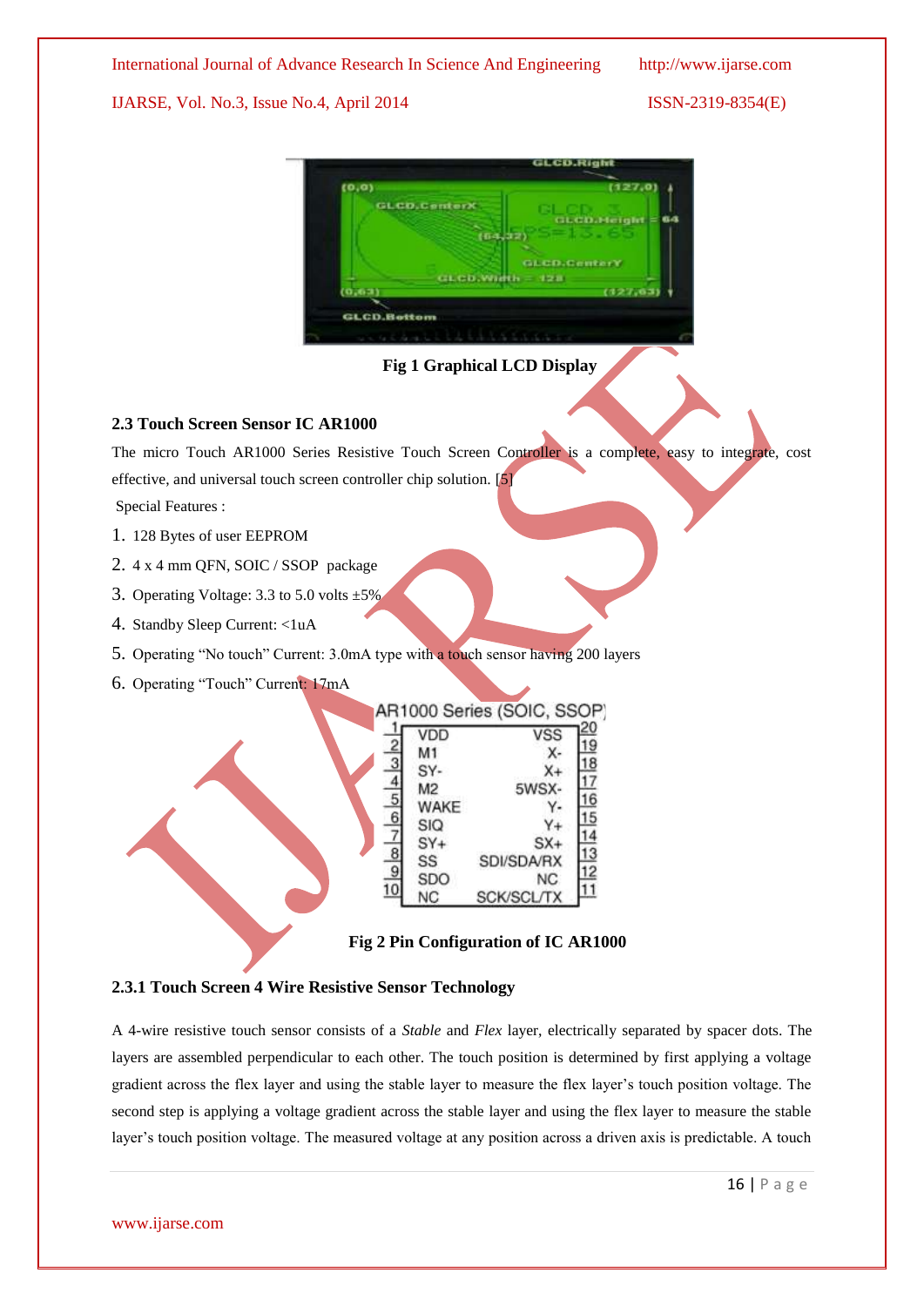Fig 1 Graphical LCD Display

### 2.3 Touch Screen Sensor IC AR1000

The micro Touch AR1000 Series Resistive Touch Screen Controller is a complete, easy to integrate, cost effective, and universal touch screen controller chip solution. [5]

Special Features :

1. 128 Bytes of user EEPROM
2. 4 x 4 mm QFN, SOIC / SSOP package
3. Operating Voltage: 3.3 to 5.0 volts ±5%
4. Standby Sleep Current: <1uA
5. Operating "No touch" Current: 3.0mA type with a touch sensor having 200 layers
6. Operating "Touch" Current: 17mA

Fig 2 Pin Configuration of IC AR1000

#### 2.3.1 Touch Screen 4 Wire Resistive Sensor Technology

A 4-wire resistive touch sensor consists of a *Stable* and *Flex* layer, electrically separated by spacer dots. The layers are assembled perpendicular to each other. The touch position is determined by first applying a voltage gradient across the flex layer and using the stable layer to measure the flex layer's touch position voltage. The second step is applying a voltage gradient across the stable layer and using the flex layer to measure the stable layer's touch position voltage. The measured voltage at any position across a driven axis is predictable. A touch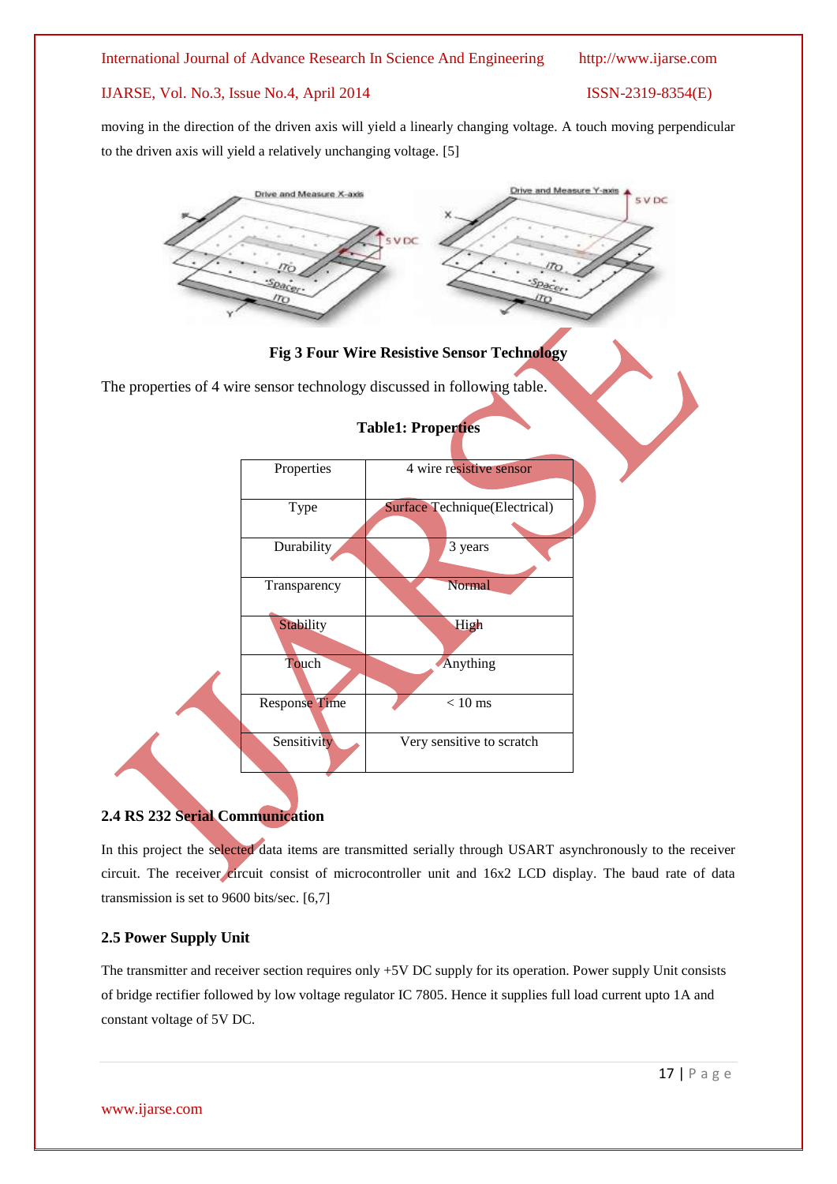moving in the direction of the driven axis will yield a linearly changing voltage. A touch moving perpendicular to the driven axis will yield a relatively unchanging voltage. [5]

**Fig 3 Four Wire Resistive Sensor Technology**

The properties of 4 wire sensor technology discussed in following table.

**Table1: Properties**

| Properties | 4 wire resistive sensor |
|---|---|
| Type | Surface Technique(Electrical) |
| Durability | 3 years |
| Transparency | Normal |
| Stability | High |
| Touch | Anything |
| Response Time | < 10 ms |
| Sensitivity | Very sensitive to scratch |

### 2.4 RS 232 Serial Communication

In this project the selected data items are transmitted serially through USART asynchronously to the receiver circuit. The receiver circuit consist of microcontroller unit and 16x2 LCD display. The baud rate of data transmission is set to 9600 bits/sec. [6,7]

### 2.5 Power Supply Unit

The transmitter and receiver section requires only +5V DC supply for its operation. Power supply Unit consists of bridge rectifier followed by low voltage regulator IC 7805. Hence it supplies full load current upto 1A and constant voltage of 5V DC.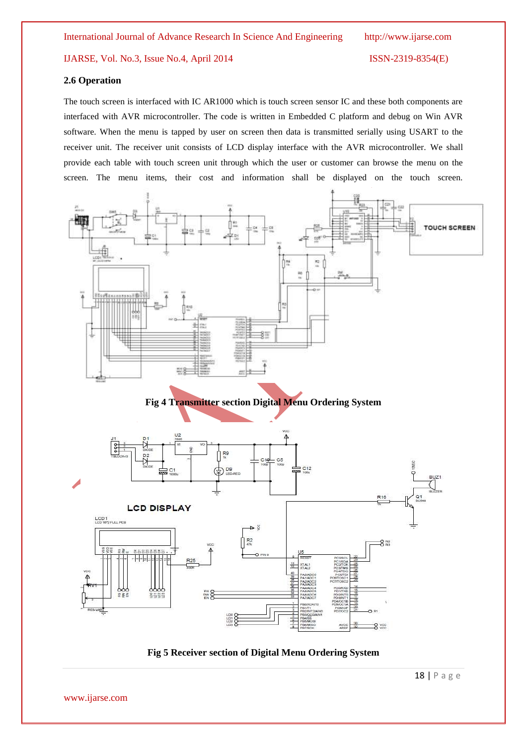### 2.6 Operation

The touch screen is interfaced with IC AR1000 which is touch screen sensor IC and these both components are interfaced with AVR microcontroller. The code is written in Embedded C platform and debug on Win AVR software. When the menu is tapped by user on screen then data is transmitted serially using USART to the receiver unit. The receiver unit consists of LCD display interface with the AVR microcontroller. We shall provide each table with touch screen unit through which the user or customer can browse the menu on the screen. The menu items, their cost and information shall be displayed on the touch screen.

**Fig 4 Transmitter section Digital Menu Ordering System**

**Fig 5 Receiver section of Digital Menu Ordering System**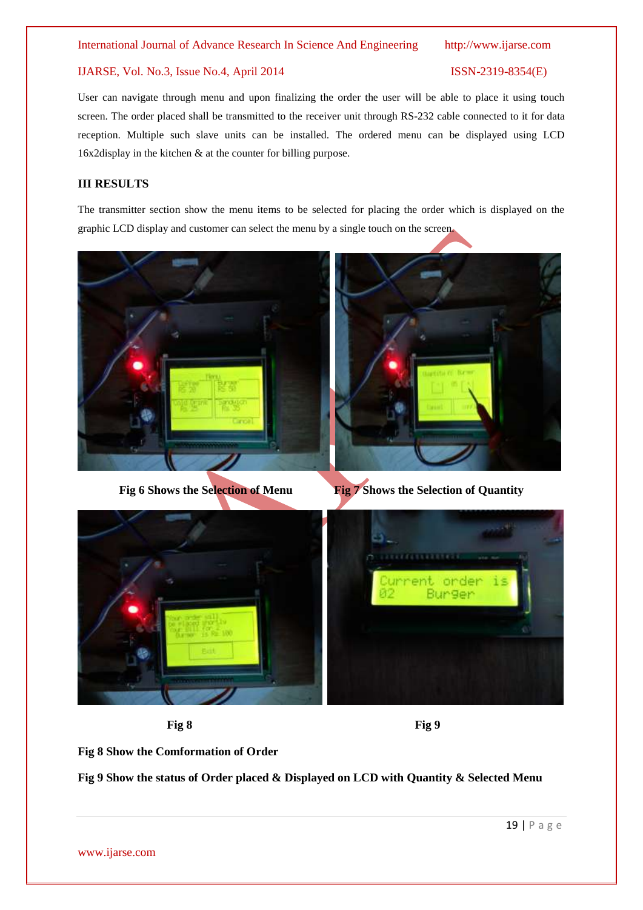User can navigate through menu and upon finalizing the order the user will be able to place it using touch screen. The order placed shall be transmitted to the receiver unit through RS-232 cable connected to it for data reception. Multiple such slave units can be installed. The ordered menu can be displayed using LCD 16x2display in the kitchen & at the counter for billing purpose.

## III RESULTS

The transmitter section show the menu items to be selected for placing the order which is displayed on the graphic LCD display and customer can select the menu by a single touch on the screen.

**Fig 6 Shows the Selection of Menu** **Fig 7 Shows the Selection of Quantity**

**Fig 8** **Fig 9**

**Fig 8 Show the Comformation of Order**

**Fig 9 Show the status of Order placed & Displayed on LCD with Quantity & Selected Menu**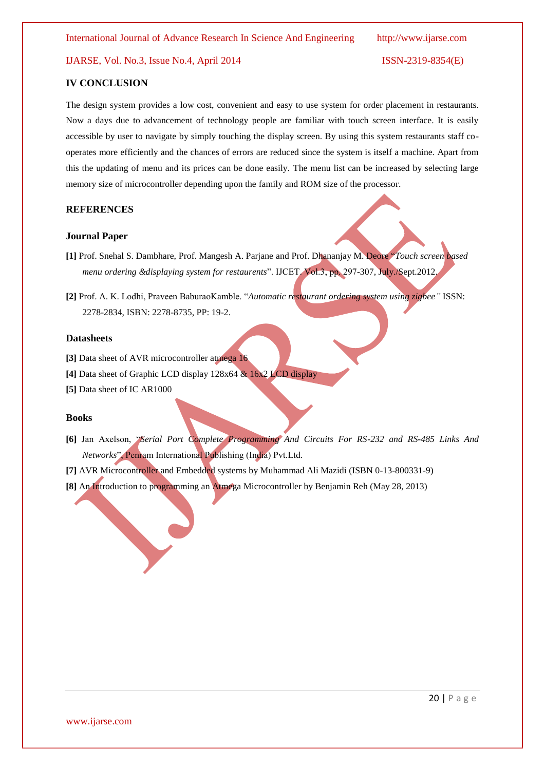## IV CONCLUSION

The design system provides a low cost, convenient and easy to use system for order placement in restaurants. Now a days due to advancement of technology people are familiar with touch screen interface. It is easily accessible by user to navigate by simply touching the display screen. By using this system restaurants staff co-operates more efficiently and the chances of errors are reduced since the system is itself a machine. Apart from this the updating of menu and its prices can be done easily. The menu list can be increased by selecting large memory size of microcontroller depending upon the family and ROM size of the processor.

## REFERENCES

### Journal Paper

**[1]** Prof. Snehal S. Dambhare, Prof. Mangesh A. Parjane and Prof. Dhananjay M. Deore "*Touch screen based menu ordering &displaying system for restaurents*". IJCET. Vol.3, pp. 297-307, July./Sept.2012.

**[2]** Prof. A. K. Lodhi, Praveen BaburaoKamble. "*Automatic restaurant ordering system using zigbee"* ISSN: 2278-2834, ISBN: 2278-8735, PP: 19-2.

### Datasheets

**[3]** Data sheet of AVR microcontroller atmega 16

**[4]** Data sheet of Graphic LCD display 128x64 & 16x2 LCD display

**[5]** Data sheet of IC AR1000

### Books

**[6]** Jan Axelson, "*Serial Port Complete Programming And Circuits For RS-232 and RS-485 Links And Networks*", Penram International Publishing (India) Pvt.Ltd.

**[7]** AVR Microcontroller and Embedded systems by Muhammad Ali Mazidi (ISBN 0-13-800331-9)

**[8]** An Introduction to programming an Atmega Microcontroller by Benjamin Reh (May 28, 2013)